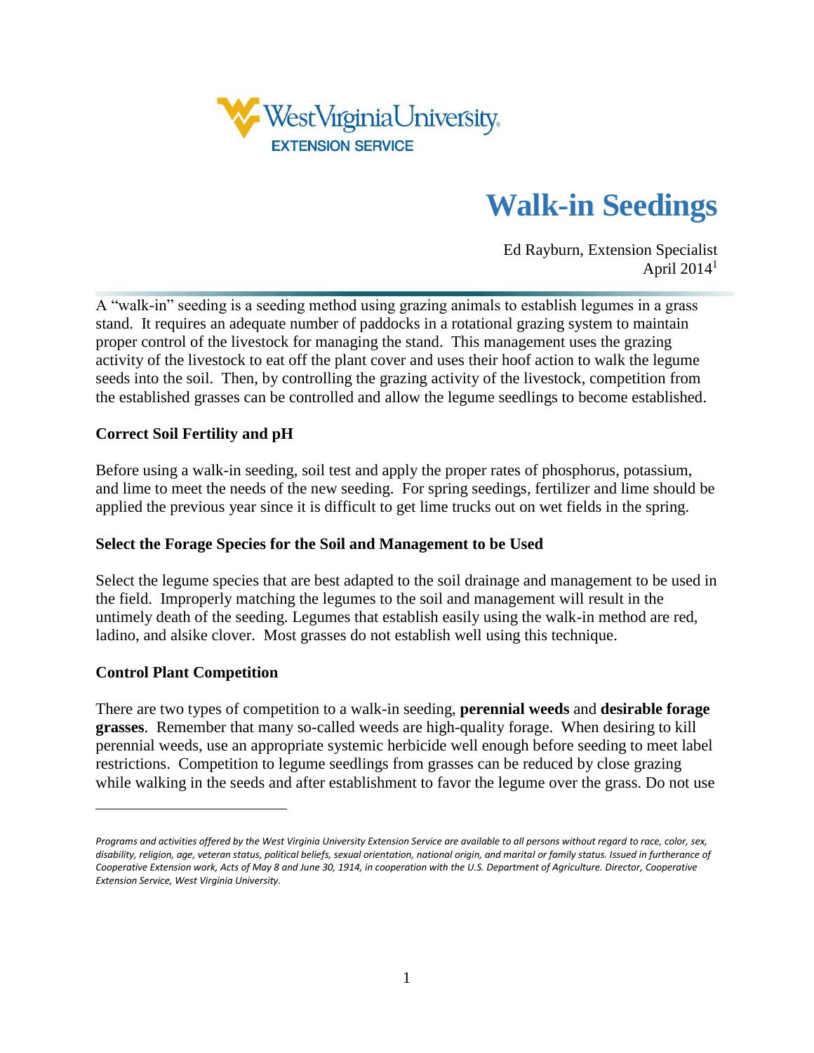West Virginia University
EXTENSION SERVICE

# Walk-in Seedings

Ed Rayburn, Extension Specialist
April 2014[1]

A "walk-in" seeding is a seeding method using grazing animals to establish legumes in a grass stand. It requires an adequate number of paddocks in a rotational grazing system to maintain proper control of the livestock for managing the stand. This management uses the grazing activity of the livestock to eat off the plant cover and uses their hoof action to walk the legume seeds into the soil. Then, by controlling the grazing activity of the livestock, competition from the established grasses can be controlled and allow the legume seedlings to become established.

### Correct Soil Fertility and pH

Before using a walk-in seeding, soil test and apply the proper rates of phosphorus, potassium, and lime to meet the needs of the new seeding. For spring seedings, fertilizer and lime should be applied the previous year since it is difficult to get lime trucks out on wet fields in the spring.

### Select the Forage Species for the Soil and Management to be Used

Select the legume species that are best adapted to the soil drainage and management to be used in the field. Improperly matching the legumes to the soil and management will result in the untimely death of the seeding. Legumes that establish easily using the walk-in method are red, ladino, and alsike clover. Most grasses do not establish well using this technique.

### Control Plant Competition

There are two types of competition to a walk-in seeding, **perennial weeds** and **desirable forage grasses**. Remember that many so-called weeds are high-quality forage. When desiring to kill perennial weeds, use an appropriate systemic herbicide well enough before seeding to meet label restrictions. Competition to legume seedlings from grasses can be reduced by close grazing while walking in the seeds and after establishment to favor the legume over the grass. Do not use

---

*Programs and activities offered by the West Virginia University Extension Service are available to all persons without regard to race, color, sex, disability, religion, age, veteran status, political beliefs, sexual orientation, national origin, and marital or family status. Issued in furtherance of Cooperative Extension work, Acts of May 8 and June 30, 1914, in cooperation with the U.S. Department of Agriculture. Director, Cooperative Extension Service, West Virginia University.*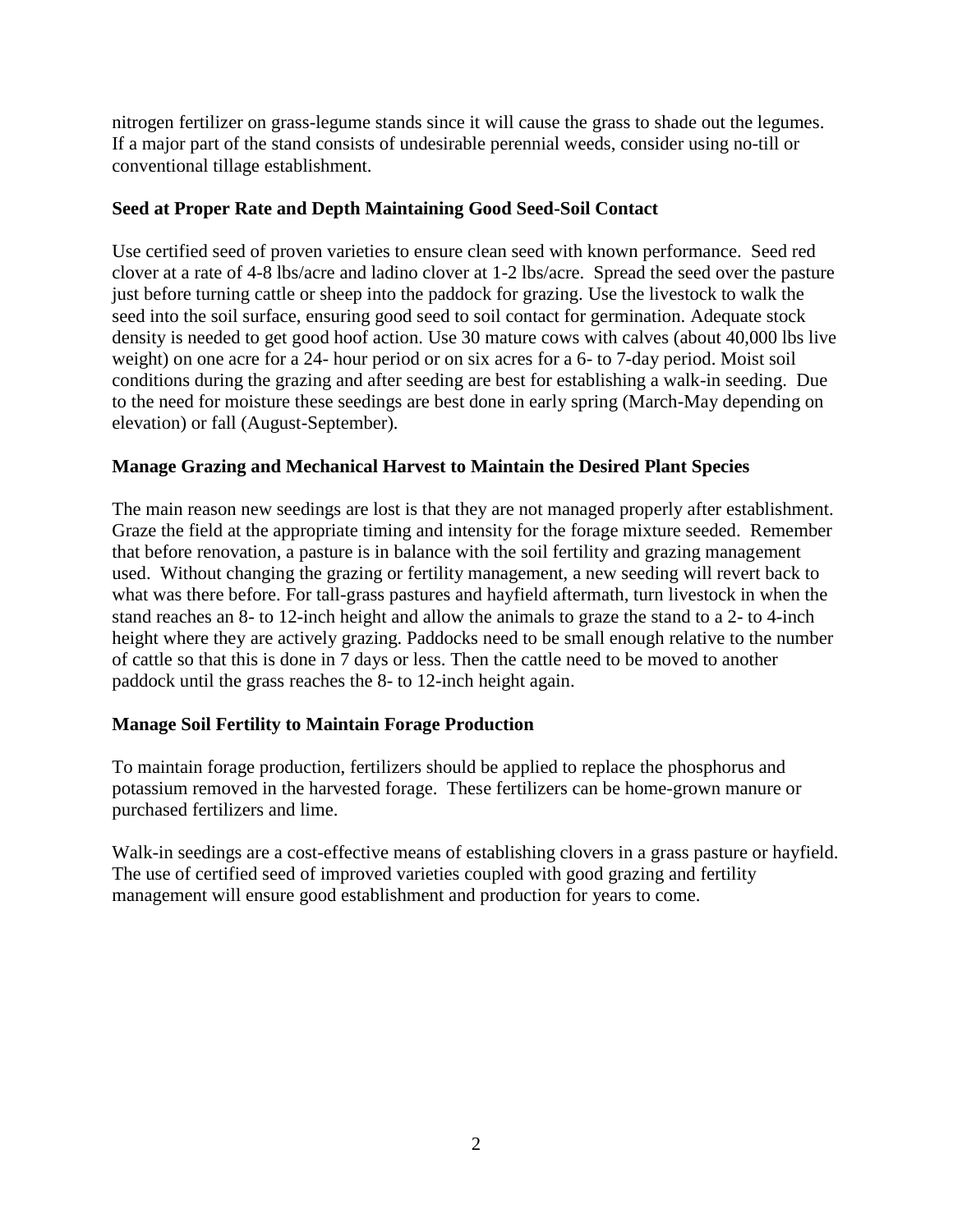nitrogen fertilizer on grass-legume stands since it will cause the grass to shade out the legumes. If a major part of the stand consists of undesirable perennial weeds, consider using no-till or conventional tillage establishment.

**Seed at Proper Rate and Depth Maintaining Good Seed-Soil Contact**

Use certified seed of proven varieties to ensure clean seed with known performance. Seed red clover at a rate of 4-8 lbs/acre and ladino clover at 1-2 lbs/acre. Spread the seed over the pasture just before turning cattle or sheep into the paddock for grazing. Use the livestock to walk the seed into the soil surface, ensuring good seed to soil contact for germination. Adequate stock density is needed to get good hoof action. Use 30 mature cows with calves (about 40,000 lbs live weight) on one acre for a 24- hour period or on six acres for a 6- to 7-day period. Moist soil conditions during the grazing and after seeding are best for establishing a walk-in seeding. Due to the need for moisture these seedings are best done in early spring (March-May depending on elevation) or fall (August-September).

**Manage Grazing and Mechanical Harvest to Maintain the Desired Plant Species**

The main reason new seedings are lost is that they are not managed properly after establishment. Graze the field at the appropriate timing and intensity for the forage mixture seeded. Remember that before renovation, a pasture is in balance with the soil fertility and grazing management used. Without changing the grazing or fertility management, a new seeding will revert back to what was there before. For tall-grass pastures and hayfield aftermath, turn livestock in when the stand reaches an 8- to 12-inch height and allow the animals to graze the stand to a 2- to 4-inch height where they are actively grazing. Paddocks need to be small enough relative to the number of cattle so that this is done in 7 days or less. Then the cattle need to be moved to another paddock until the grass reaches the 8- to 12-inch height again.

**Manage Soil Fertility to Maintain Forage Production**

To maintain forage production, fertilizers should be applied to replace the phosphorus and potassium removed in the harvested forage. These fertilizers can be home-grown manure or purchased fertilizers and lime.

Walk-in seedings are a cost-effective means of establishing clovers in a grass pasture or hayfield. The use of certified seed of improved varieties coupled with good grazing and fertility management will ensure good establishment and production for years to come.